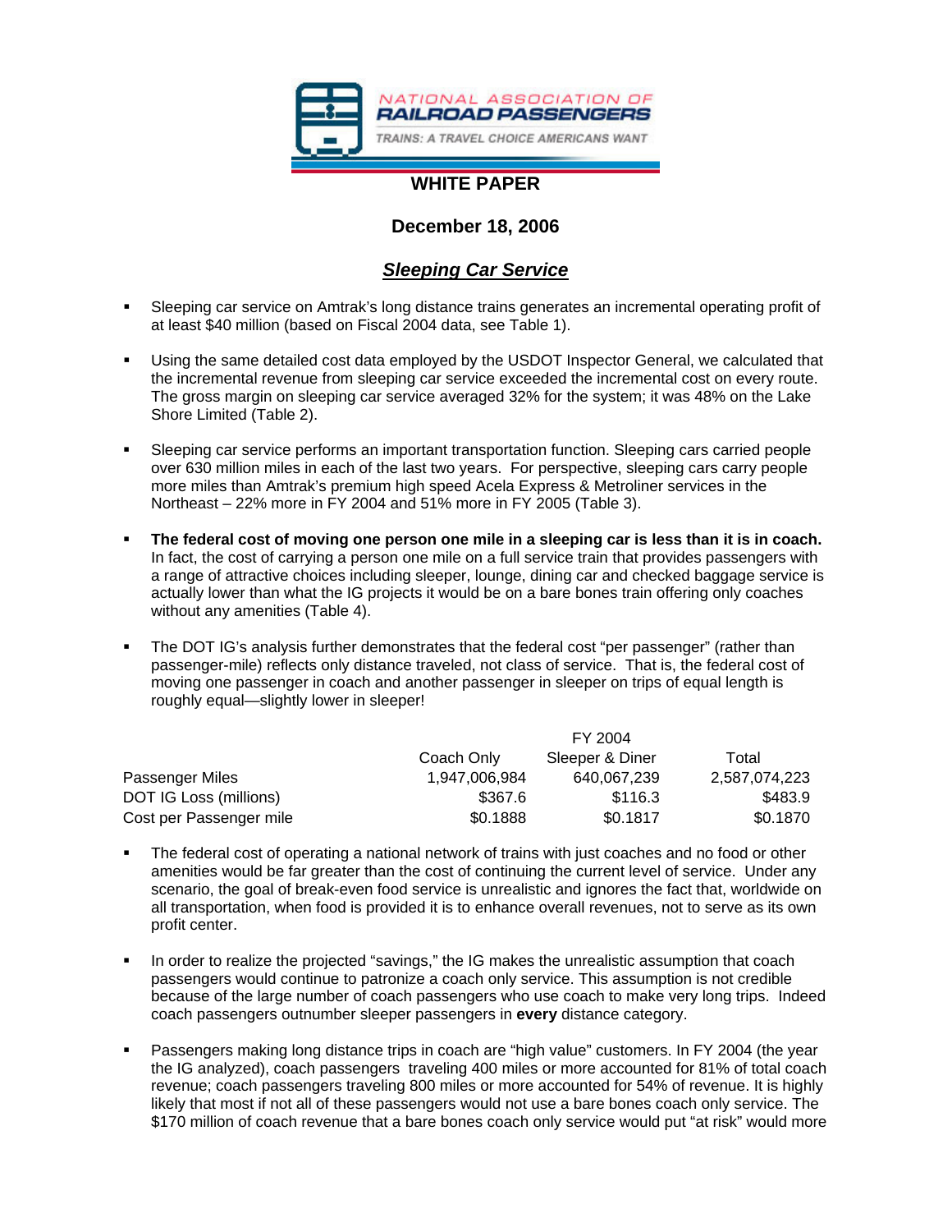NATIONAL ASSOCIATION OF RAILROAD PASSENGERS

TRAINS: A TRAVEL CHOICE AMERICANS WANT

# WHITE PAPER

## December 18, 2006

## *Sleeping Car Service*

- Sleeping car service on Amtrak's long distance trains generates an incremental operating profit of at least $40 million (based on Fiscal 2004 data, see Table 1).

- Using the same detailed cost data employed by the USDOT Inspector General, we calculated that the incremental revenue from sleeping car service exceeded the incremental cost on every route. The gross margin on sleeping car service averaged 32% for the system; it was 48% on the Lake Shore Limited (Table 2).

- Sleeping car service performs an important transportation function. Sleeping cars carried people over 630 million miles in each of the last two years. For perspective, sleeping cars carry people more miles than Amtrak's premium high speed Acela Express & Metroliner services in the Northeast – 22% more in FY 2004 and 51% more in FY 2005 (Table 3).

- **The federal cost of moving one person one mile in a sleeping car is less than it is in coach.** In fact, the cost of carrying a person one mile on a full service train that provides passengers with a range of attractive choices including sleeper, lounge, dining car and checked baggage service is actually lower than what the IG projects it would be on a bare bones train offering only coaches without any amenities (Table 4).

- The DOT IG's analysis further demonstrates that the federal cost "per passenger" (rather than passenger-mile) reflects only distance traveled, not class of service. That is, the federal cost of moving one passenger in coach and another passenger in sleeper on trips of equal length is roughly equal—slightly lower in sleeper!

| | FY 2004 | | |
|---|---|---|---|
| | Coach Only | Sleeper & Diner | Total |
| Passenger Miles | 1,947,006,984 | 640,067,239 | 2,587,074,223 |
| DOT IG Loss (millions) | $367.6 | $116.3 | $483.9 |
| Cost per Passenger mile | $0.1888 | $0.1817 | $0.1870 |

- The federal cost of operating a national network of trains with just coaches and no food or other amenities would be far greater than the cost of continuing the current level of service. Under any scenario, the goal of break-even food service is unrealistic and ignores the fact that, worldwide on all transportation, when food is provided it is to enhance overall revenues, not to serve as its own profit center.

- In order to realize the projected "savings," the IG makes the unrealistic assumption that coach passengers would continue to patronize a coach only service. This assumption is not credible because of the large number of coach passengers who use coach to make very long trips. Indeed coach passengers outnumber sleeper passengers in **every** distance category.

- Passengers making long distance trips in coach are "high value" customers. In FY 2004 (the year the IG analyzed), coach passengers traveling 400 miles or more accounted for 81% of total coach revenue; coach passengers traveling 800 miles or more accounted for 54% of revenue. It is highly likely that most if not all of these passengers would not use a bare bones coach only service. The $170 million of coach revenue that a bare bones coach only service would put "at risk" would more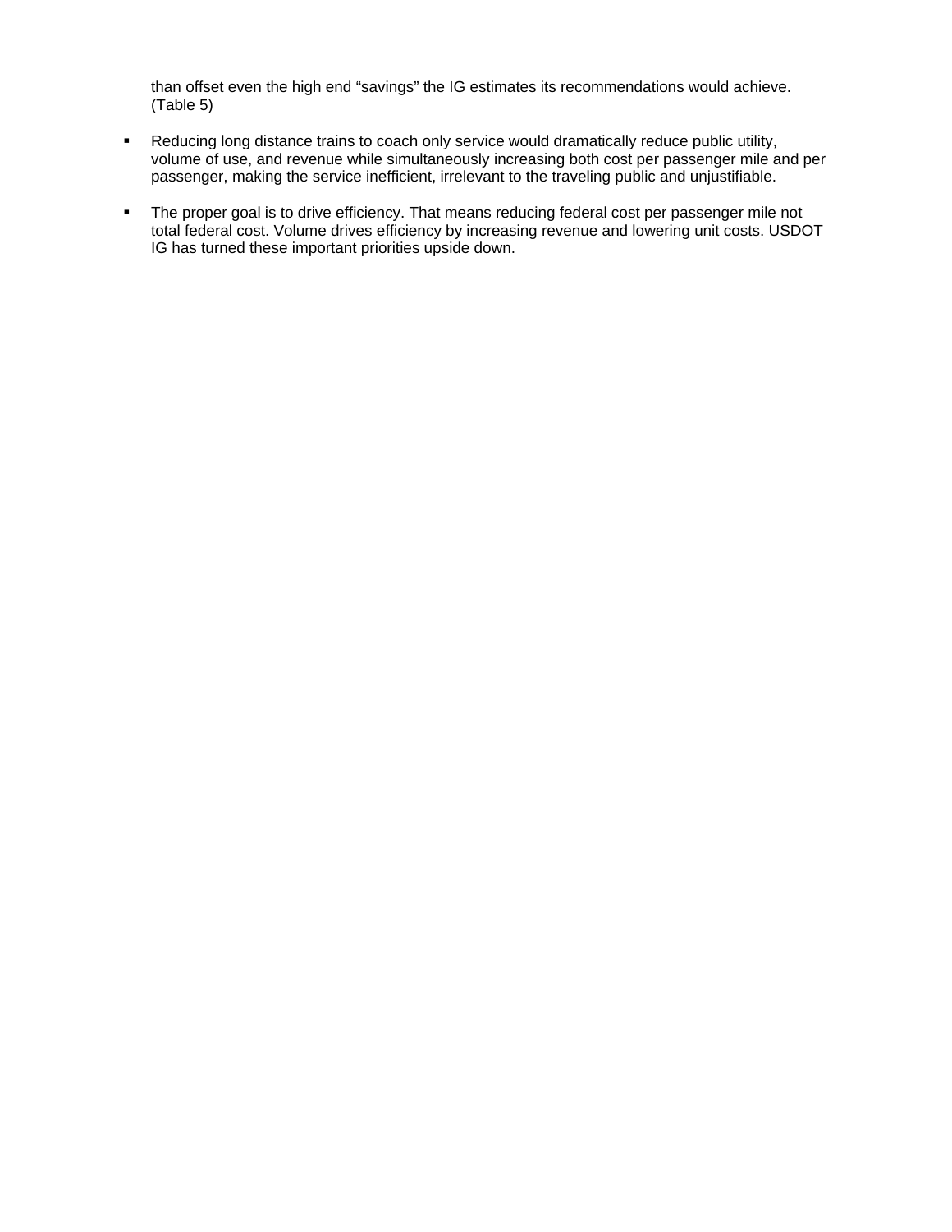than offset even the high end “savings” the IG estimates its recommendations would achieve. (Table 5)

- Reducing long distance trains to coach only service would dramatically reduce public utility, volume of use, and revenue while simultaneously increasing both cost per passenger mile and per passenger, making the service inefficient, irrelevant to the traveling public and unjustifiable.

- The proper goal is to drive efficiency. That means reducing federal cost per passenger mile not total federal cost. Volume drives efficiency by increasing revenue and lowering unit costs. USDOT IG has turned these important priorities upside down.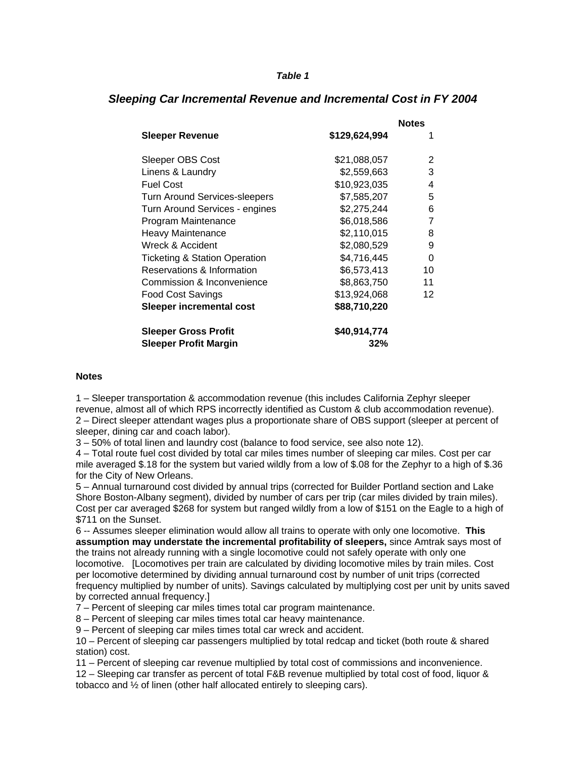*Table 1*

## *Sleeping Car Incremental Revenue and Incremental Cost in FY 2004*

| | | Notes |
|---|---|---|
| **Sleeper Revenue** | **$129,624,994** | 1 |
| | | |
| Sleeper OBS Cost | $21,088,057 | 2 |
| Linens & Laundry | $2,559,663 | 3 |
| Fuel Cost | $10,923,035 | 4 |
| Turn Around Services-sleepers | $7,585,207 | 5 |
| Turn Around Services - engines | $2,275,244 | 6 |
| Program Maintenance | $6,018,586 | 7 |
| Heavy Maintenance | $2,110,015 | 8 |
| Wreck & Accident | $2,080,529 | 9 |
| Ticketing & Station Operation | $4,716,445 | 0 |
| Reservations & Information | $6,573,413 | 10 |
| Commission & Inconvenience | $8,863,750 | 11 |
| Food Cost Savings | $13,924,068 | 12 |
| **Sleeper incremental cost** | **$88,710,220** | |
| | | |
| **Sleeper Gross Profit** | **$40,914,774** | |
| **Sleeper Profit Margin** | **32%** | |

**Notes**

1 – Sleeper transportation & accommodation revenue (this includes California Zephyr sleeper revenue, almost all of which RPS incorrectly identified as Custom & club accommodation revenue).
2 – Direct sleeper attendant wages plus a proportionate share of OBS support (sleeper at percent of sleeper, dining car and coach labor).
3 – 50% of total linen and laundry cost (balance to food service, see also note 12).
4 – Total route fuel cost divided by total car miles times number of sleeping car miles. Cost per car mile averaged $.18 for the system but varied wildly from a low of $.08 for the Zephyr to a high of $.36 for the City of New Orleans.
5 – Annual turnaround cost divided by annual trips (corrected for Builder Portland section and Lake Shore Boston-Albany segment), divided by number of cars per trip (car miles divided by train miles). Cost per car averaged $268 for system but ranged wildly from a low of $151 on the Eagle to a high of $711 on the Sunset.
6 -- Assumes sleeper elimination would allow all trains to operate with only one locomotive. **This assumption may understate the incremental profitability of sleepers,** since Amtrak says most of the trains not already running with a single locomotive could not safely operate with only one locomotive. [Locomotives per train are calculated by dividing locomotive miles by train miles. Cost per locomotive determined by dividing annual turnaround cost by number of unit trips (corrected frequency multiplied by number of units). Savings calculated by multiplying cost per unit by units saved by corrected annual frequency.]
7 – Percent of sleeping car miles times total car program maintenance.
8 – Percent of sleeping car miles times total car heavy maintenance.
9 – Percent of sleeping car miles times total car wreck and accident.
10 – Percent of sleeping car passengers multiplied by total redcap and ticket (both route & shared station) cost.
11 – Percent of sleeping car revenue multiplied by total cost of commissions and inconvenience.
12 – Sleeping car transfer as percent of total F&B revenue multiplied by total cost of food, liquor & tobacco and ½ of linen (other half allocated entirely to sleeping cars).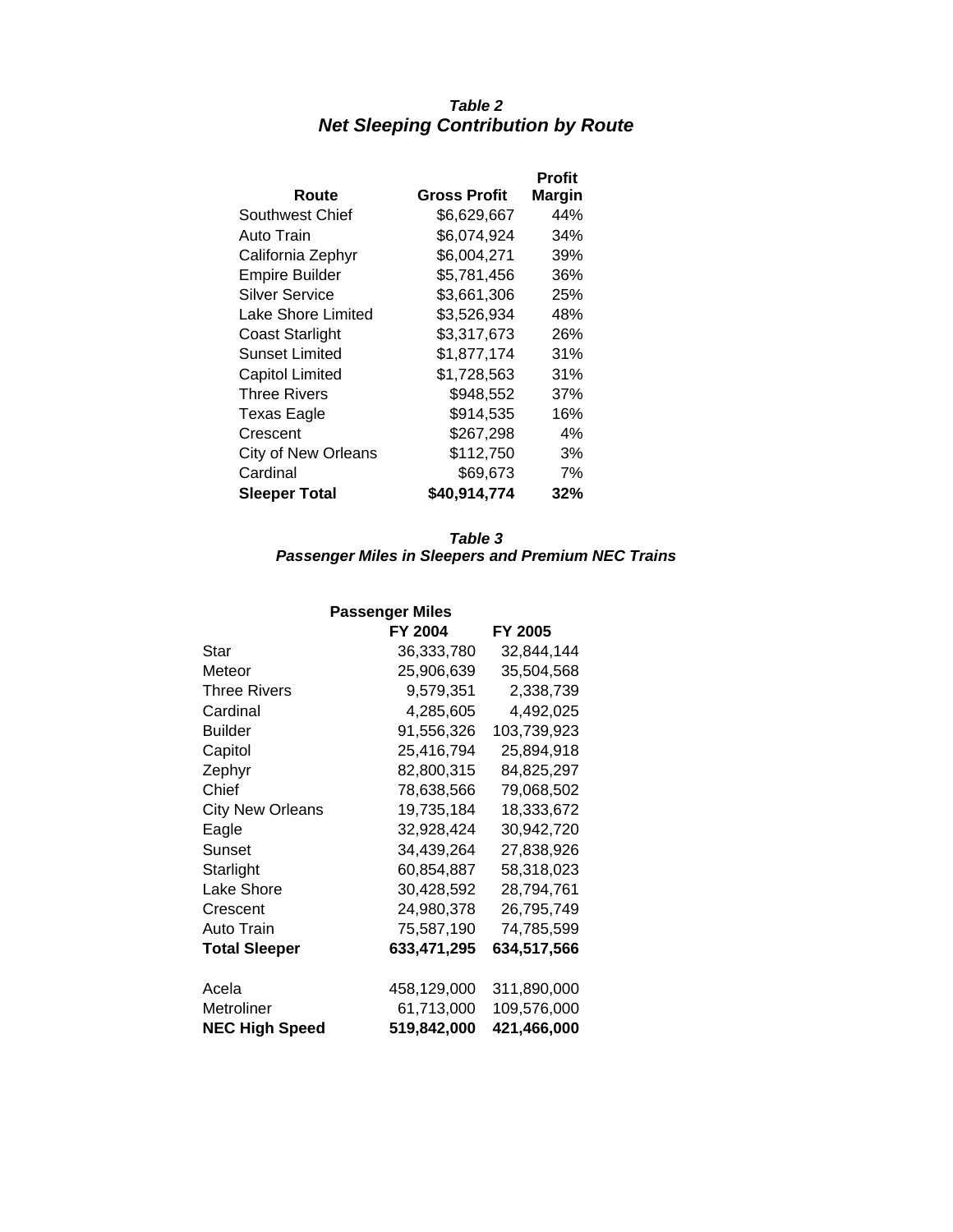***Table 2***
***Net Sleeping Contribution by Route***

| Route | Gross Profit | Profit Margin |
|---|---|---|
| Southwest Chief | $6,629,667 | 44% |
| Auto Train | $6,074,924 | 34% |
| California Zephyr | $6,004,271 | 39% |
| Empire Builder | $5,781,456 | 36% |
| Silver Service | $3,661,306 | 25% |
| Lake Shore Limited | $3,526,934 | 48% |
| Coast Starlight | $3,317,673 | 26% |
| Sunset Limited | $1,877,174 | 31% |
| Capitol Limited | $1,728,563 | 31% |
| Three Rivers | $948,552 | 37% |
| Texas Eagle | $914,535 | 16% |
| Crescent | $267,298 | 4% |
| City of New Orleans | $112,750 | 3% |
| Cardinal | $69,673 | 7% |
| **Sleeper Total** | **$40,914,774** | **32%** |

***Table 3***
***Passenger Miles in Sleepers and Premium NEC Trains***

| | Passenger Miles | |
|---|---|---|
| | FY 2004 | FY 2005 |
| Star | 36,333,780 | 32,844,144 |
| Meteor | 25,906,639 | 35,504,568 |
| Three Rivers | 9,579,351 | 2,338,739 |
| Cardinal | 4,285,605 | 4,492,025 |
| Builder | 91,556,326 | 103,739,923 |
| Capitol | 25,416,794 | 25,894,918 |
| Zephyr | 82,800,315 | 84,825,297 |
| Chief | 78,638,566 | 79,068,502 |
| City New Orleans | 19,735,184 | 18,333,672 |
| Eagle | 32,928,424 | 30,942,720 |
| Sunset | 34,439,264 | 27,838,926 |
| Starlight | 60,854,887 | 58,318,023 |
| Lake Shore | 30,428,592 | 28,794,761 |
| Crescent | 24,980,378 | 26,795,749 |
| Auto Train | 75,587,190 | 74,785,599 |
| **Total Sleeper** | **633,471,295** | **634,517,566** |
| | | |
| Acela | 458,129,000 | 311,890,000 |
| Metroliner | 61,713,000 | 109,576,000 |
| **NEC High Speed** | **519,842,000** | **421,466,000** |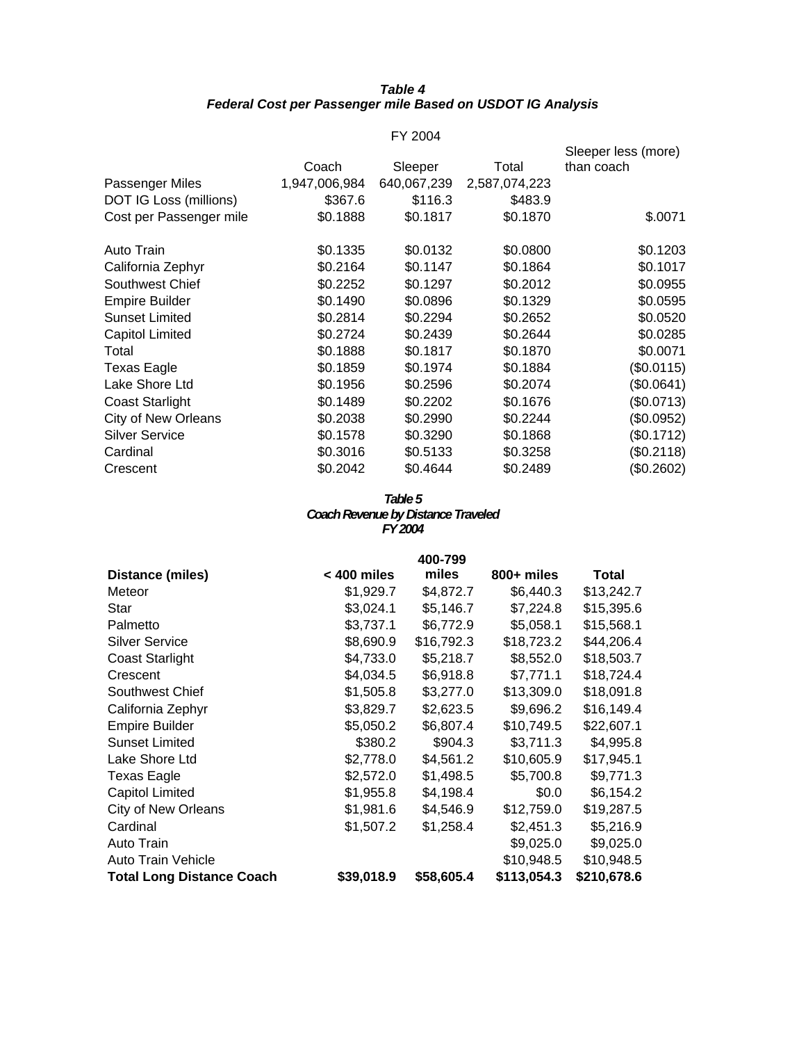***Table 4***
***Federal Cost per Passenger mile Based on USDOT IG Analysis***

| | FY 2004 | | | |
|---|---|---|---|---|
| | Coach | Sleeper | Total | Sleeper less (more) than coach |
| Passenger Miles | 1,947,006,984 | 640,067,239 | 2,587,074,223 | |
| DOT IG Loss (millions) | $367.6 | $116.3 | $483.9 | |
| Cost per Passenger mile | $0.1888 | $0.1817 | $0.1870 | $.0071 |
| | | | | |
| Auto Train | $0.1335 | $0.0132 | $0.0800 | $0.1203 |
| California Zephyr | $0.2164 | $0.1147 | $0.1864 | $0.1017 |
| Southwest Chief | $0.2252 | $0.1297 | $0.2012 | $0.0955 |
| Empire Builder | $0.1490 | $0.0896 | $0.1329 | $0.0595 |
| Sunset Limited | $0.2814 | $0.2294 | $0.2652 | $0.0520 |
| Capitol Limited | $0.2724 | $0.2439 | $0.2644 | $0.0285 |
| Total | $0.1888 | $0.1817 | $0.1870 | $0.0071 |
| Texas Eagle | $0.1859 | $0.1974 | $0.1884 | ($0.0115) |
| Lake Shore Ltd | $0.1956 | $0.2596 | $0.2074 | ($0.0641) |
| Coast Starlight | $0.1489 | $0.2202 | $0.1676 | ($0.0713) |
| City of New Orleans | $0.2038 | $0.2990 | $0.2244 | ($0.0952) |
| Silver Service | $0.1578 | $0.3290 | $0.1868 | ($0.1712) |
| Cardinal | $0.3016 | $0.5133 | $0.3258 | ($0.2118) |
| Crescent | $0.2042 | $0.4644 | $0.2489 | ($0.2602) |

***Table 5***
***Coach Revenue by Distance Traveled***
***FY 2004***

| **Distance (miles)** | **< 400 miles** | **400-799 miles** | **800+ miles** | **Total** |
|---|---|---|---|---|
| Meteor | $1,929.7 | $4,872.7 | $6,440.3 | $13,242.7 |
| Star | $3,024.1 | $5,146.7 | $7,224.8 | $15,395.6 |
| Palmetto | $3,737.1 | $6,772.9 | $5,058.1 | $15,568.1 |
| Silver Service | $8,690.9 | $16,792.3 | $18,723.2 | $44,206.4 |
| Coast Starlight | $4,733.0 | $5,218.7 | $8,552.0 | $18,503.7 |
| Crescent | $4,034.5 | $6,918.8 | $7,771.1 | $18,724.4 |
| Southwest Chief | $1,505.8 | $3,277.0 | $13,309.0 | $18,091.8 |
| California Zephyr | $3,829.7 | $2,623.5 | $9,696.2 | $16,149.4 |
| Empire Builder | $5,050.2 | $6,807.4 | $10,749.5 | $22,607.1 |
| Sunset Limited | $380.2 | $904.3 | $3,711.3 | $4,995.8 |
| Lake Shore Ltd | $2,778.0 | $4,561.2 | $10,605.9 | $17,945.1 |
| Texas Eagle | $2,572.0 | $1,498.5 | $5,700.8 | $9,771.3 |
| Capitol Limited | $1,955.8 | $4,198.4 | $0.0 | $6,154.2 |
| City of New Orleans | $1,981.6 | $4,546.9 | $12,759.0 | $19,287.5 |
| Cardinal | $1,507.2 | $1,258.4 | $2,451.3 | $5,216.9 |
| Auto Train | | | $9,025.0 | $9,025.0 |
| Auto Train Vehicle | | | $10,948.5 | $10,948.5 |
| **Total Long Distance Coach** | **$39,018.9** | **$58,605.4** | **$113,054.3** | **$210,678.6** |